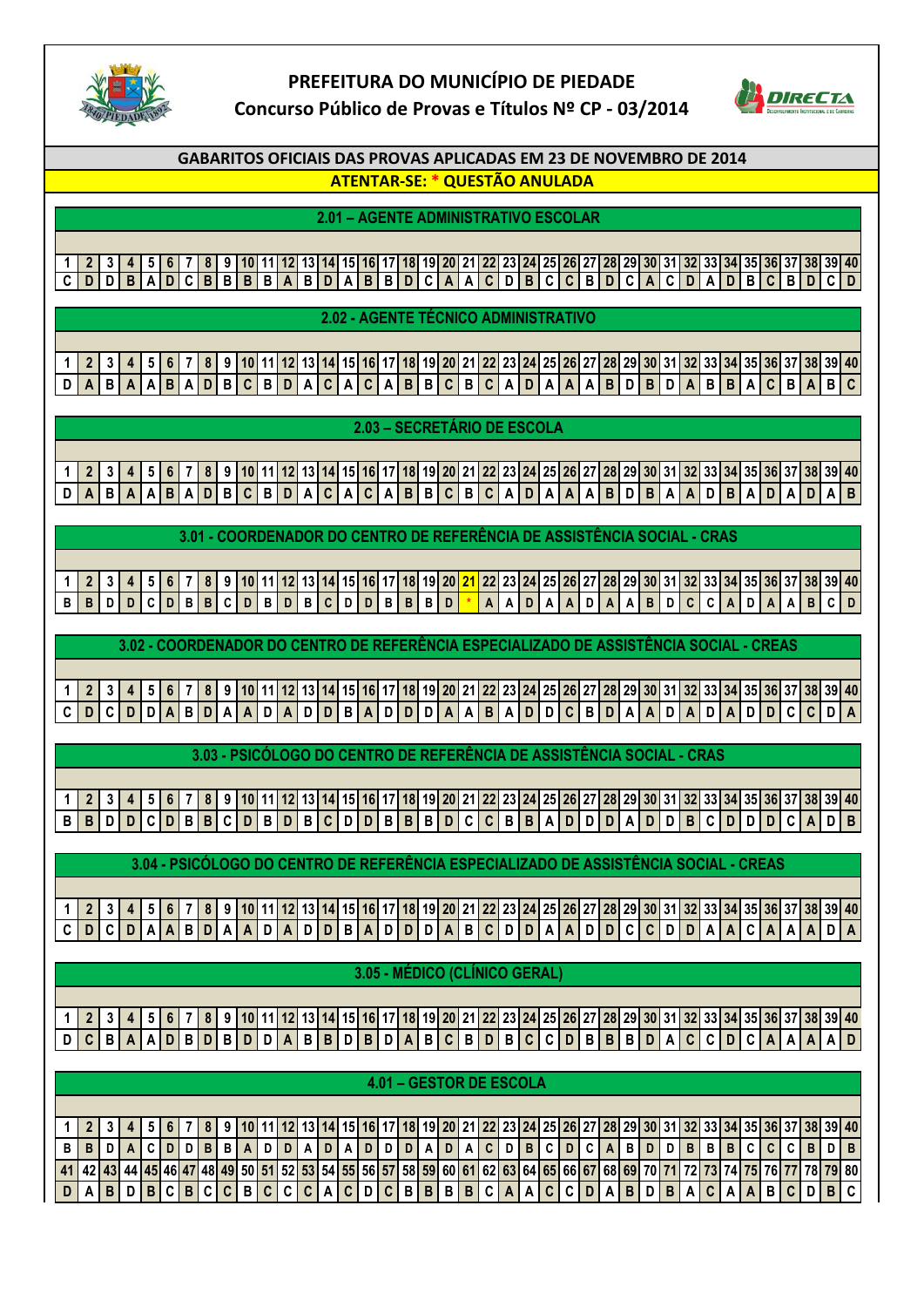# PREFEITURA DO MUNICÍPIO DE PIEDADE

## Concurso Público de Provas e Títulos Nº CP - 03/2014

**GABARITOS OFICIAIS DAS PROVAS APLICADAS EM 23 DE NOVEMBRO DE 2014**

**ATENTAR-SE: * QUESTÃO ANULADA**

### 2.01 – AGENTE ADMINISTRATIVO ESCOLAR

| 1 | 2 | 3 | 4 | 5 | 6 | 7 | 8 | 9 | 10 | 11 | 12 | 13 | 14 | 15 | 16 | 17 | 18 | 19 | 20 | 21 | 22 | 23 | 24 | 25 | 26 | 27 | 28 | 29 | 30 | 31 | 32 | 33 | 34 | 35 | 36 | 37 | 38 | 39 | 40 |
|---|---|---|---|---|---|---|---|---|---|---|---|---|---|---|---|---|---|---|---|---|---|---|---|---|---|---|---|---|---|---|---|---|---|---|---|---|---|---|---|
| C | D | D | B | A | D | C | B | B | B | B | A | B | D | A | B | B | D | C | A | A | C | D | B | C | C | B | D | C | A | C | D | A | D | B | C | B | D | C | D |

### 2.02 - AGENTE TÉCNICO ADMINISTRATIVO

| 1 | 2 | 3 | 4 | 5 | 6 | 7 | 8 | 9 | 10 | 11 | 12 | 13 | 14 | 15 | 16 | 17 | 18 | 19 | 20 | 21 | 22 | 23 | 24 | 25 | 26 | 27 | 28 | 29 | 30 | 31 | 32 | 33 | 34 | 35 | 36 | 37 | 38 | 39 | 40 |
|---|---|---|---|---|---|---|---|---|---|---|---|---|---|---|---|---|---|---|---|---|---|---|---|---|---|---|---|---|---|---|---|---|---|---|---|---|---|---|---|
| D | A | B | A | A | B | A | D | B | C | B | D | A | C | A | C | A | B | B | C | B | C | A | D | A | A | A | B | D | B | D | A | B | B | A | C | B | A | B | C |

### 2.03 – SECRETÁRIO DE ESCOLA

| 1 | 2 | 3 | 4 | 5 | 6 | 7 | 8 | 9 | 10 | 11 | 12 | 13 | 14 | 15 | 16 | 17 | 18 | 19 | 20 | 21 | 22 | 23 | 24 | 25 | 26 | 27 | 28 | 29 | 30 | 31 | 32 | 33 | 34 | 35 | 36 | 37 | 38 | 39 | 40 |
|---|---|---|---|---|---|---|---|---|---|---|---|---|---|---|---|---|---|---|---|---|---|---|---|---|---|---|---|---|---|---|---|---|---|---|---|---|---|---|---|
| D | A | B | A | A | B | A | D | B | C | B | D | A | C | A | C | A | B | B | C | B | C | A | D | A | A | A | B | D | B | A | A | D | B | A | D | A | D | A | B |

### 3.01 - COORDENADOR DO CENTRO DE REFERÊNCIA DE ASSISTÊNCIA SOCIAL - CRAS

| 1 | 2 | 3 | 4 | 5 | 6 | 7 | 8 | 9 | 10 | 11 | 12 | 13 | 14 | 15 | 16 | 17 | 18 | 19 | 20 | 21 | 22 | 23 | 24 | 25 | 26 | 27 | 28 | 29 | 30 | 31 | 32 | 33 | 34 | 35 | 36 | 37 | 38 | 39 | 40 |
|---|---|---|---|---|---|---|---|---|---|---|---|---|---|---|---|---|---|---|---|---|---|---|---|---|---|---|---|---|---|---|---|---|---|---|---|---|---|---|---|
| B | B | D | D | C | D | B | B | C | D | B | D | B | C | D | D | B | B | B | D | * | A | A | D | A | A | D | A | A | B | D | C | C | A | D | A | A | B | C | D |

### 3.02 - COORDENADOR DO CENTRO DE REFERÊNCIA ESPECIALIZADO DE ASSISTÊNCIA SOCIAL - CREAS

| 1 | 2 | 3 | 4 | 5 | 6 | 7 | 8 | 9 | 10 | 11 | 12 | 13 | 14 | 15 | 16 | 17 | 18 | 19 | 20 | 21 | 22 | 23 | 24 | 25 | 26 | 27 | 28 | 29 | 30 | 31 | 32 | 33 | 34 | 35 | 36 | 37 | 38 | 39 | 40 |
|---|---|---|---|---|---|---|---|---|---|---|---|---|---|---|---|---|---|---|---|---|---|---|---|---|---|---|---|---|---|---|---|---|---|---|---|---|---|---|---|
| C | D | C | D | D | A | B | D | A | A | D | A | D | D | B | A | D | D | D | A | A | B | A | D | D | C | B | D | A | A | D | A | D | A | D | D | C | C | D | A |

### 3.03 - PSICÓLOGO DO CENTRO DE REFERÊNCIA DE ASSISTÊNCIA SOCIAL - CRAS

| 1 | 2 | 3 | 4 | 5 | 6 | 7 | 8 | 9 | 10 | 11 | 12 | 13 | 14 | 15 | 16 | 17 | 18 | 19 | 20 | 21 | 22 | 23 | 24 | 25 | 26 | 27 | 28 | 29 | 30 | 31 | 32 | 33 | 34 | 35 | 36 | 37 | 38 | 39 | 40 |
|---|---|---|---|---|---|---|---|---|---|---|---|---|---|---|---|---|---|---|---|---|---|---|---|---|---|---|---|---|---|---|---|---|---|---|---|---|---|---|---|
| B | B | D | D | C | D | B | B | C | D | B | D | B | C | D | D | B | B | B | D | C | C | B | B | A | D | D | D | A | D | D | B | C | D | D | D | C | A | D | B |

### 3.04 - PSICÓLOGO DO CENTRO DE REFERÊNCIA ESPECIALIZADO DE ASSISTÊNCIA SOCIAL - CREAS

| 1 | 2 | 3 | 4 | 5 | 6 | 7 | 8 | 9 | 10 | 11 | 12 | 13 | 14 | 15 | 16 | 17 | 18 | 19 | 20 | 21 | 22 | 23 | 24 | 25 | 26 | 27 | 28 | 29 | 30 | 31 | 32 | 33 | 34 | 35 | 36 | 37 | 38 | 39 | 40 |
|---|---|---|---|---|---|---|---|---|---|---|---|---|---|---|---|---|---|---|---|---|---|---|---|---|---|---|---|---|---|---|---|---|---|---|---|---|---|---|---|
| C | D | C | D | A | A | B | D | A | A | D | A | D | D | B | A | D | D | D | A | B | C | D | D | A | A | D | D | C | C | D | D | A | A | C | A | A | A | D | A |

### 3.05 - MÉDICO (CLÍNICO GERAL)

| 1 | 2 | 3 | 4 | 5 | 6 | 7 | 8 | 9 | 10 | 11 | 12 | 13 | 14 | 15 | 16 | 17 | 18 | 19 | 20 | 21 | 22 | 23 | 24 | 25 | 26 | 27 | 28 | 29 | 30 | 31 | 32 | 33 | 34 | 35 | 36 | 37 | 38 | 39 | 40 |
|---|---|---|---|---|---|---|---|---|---|---|---|---|---|---|---|---|---|---|---|---|---|---|---|---|---|---|---|---|---|---|---|---|---|---|---|---|---|---|---|
| D | C | B | A | A | D | B | D | B | D | D | A | B | B | D | B | D | A | B | C | B | D | B | C | C | D | B | B | B | D | A | C | C | D | C | A | A | A | A | D |

### 4.01 – GESTOR DE ESCOLA

| 1 | 2 | 3 | 4 | 5 | 6 | 7 | 8 | 9 | 10 | 11 | 12 | 13 | 14 | 15 | 16 | 17 | 18 | 19 | 20 | 21 | 22 | 23 | 24 | 25 | 26 | 27 | 28 | 29 | 30 | 31 | 32 | 33 | 34 | 35 | 36 | 37 | 38 | 39 | 40 |
|---|---|---|---|---|---|---|---|---|---|---|---|---|---|---|---|---|---|---|---|---|---|---|---|---|---|---|---|---|---|---|---|---|---|---|---|---|---|---|---|
| B | B | D | A | C | D | D | B | B | A | D | D | A | D | A | D | D | D | A | D | A | C | D | B | C | D | C | A | B | D | D | B | B | B | C | C | C | B | D | B |
| 41 | 42 | 43 | 44 | 45 | 46 | 47 | 48 | 49 | 50 | 51 | 52 | 53 | 54 | 55 | 56 | 57 | 58 | 59 | 60 | 61 | 62 | 63 | 64 | 65 | 66 | 67 | 68 | 69 | 70 | 71 | 72 | 73 | 74 | 75 | 76 | 77 | 78 | 79 | 80 |
| D | A | B | D | B | C | B | C | C | B | C | C | C | A | C | D | C | B | B | B | B | C | A | A | C | C | D | A | B | D | B | A | C | A | A | B | C | D | B | C |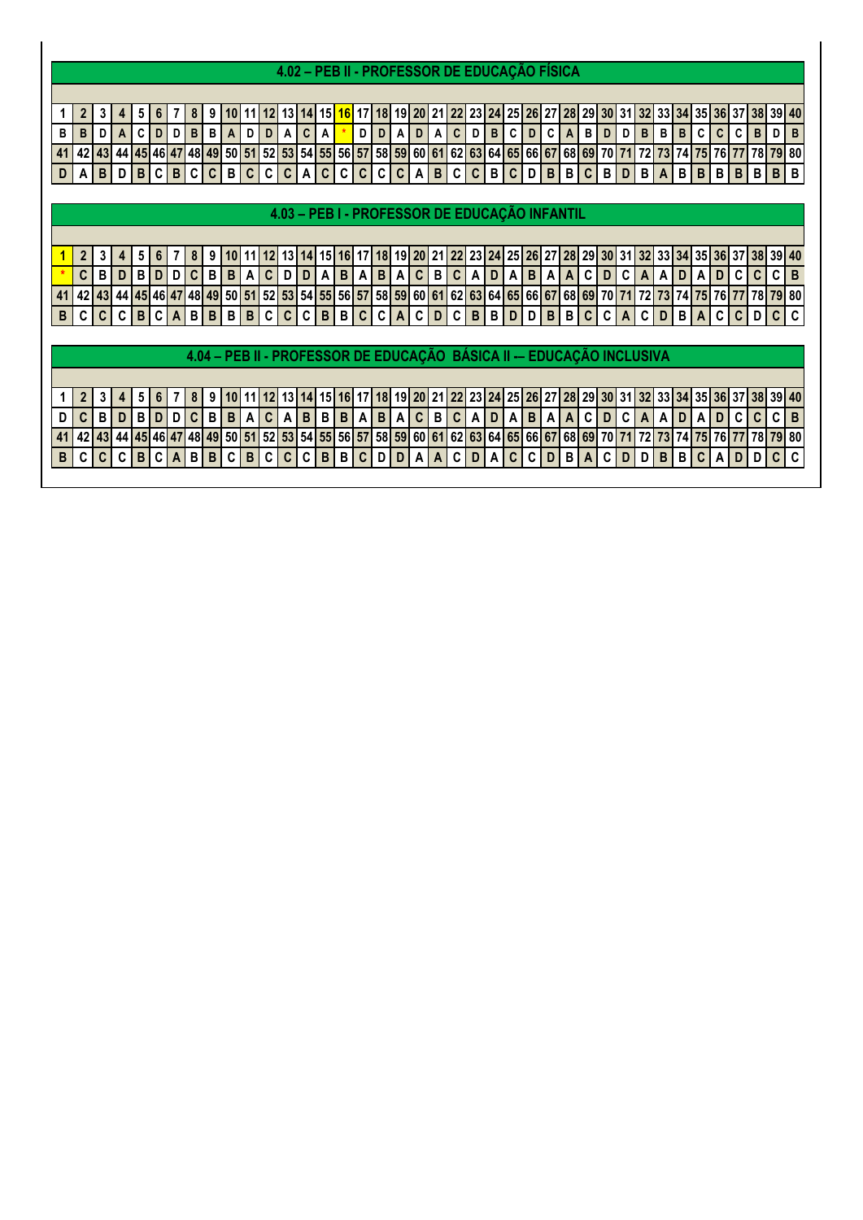## 4.02 – PEB II - PROFESSOR DE EDUCAÇÃO FÍSICA

| 1 | 2 | 3 | 4 | 5 | 6 | 7 | 8 | 9 | 10 | 11 | 12 | 13 | 14 | 15 | 16 | 17 | 18 | 19 | 20 | 21 | 22 | 23 | 24 | 25 | 26 | 27 | 28 | 29 | 30 | 31 | 32 | 33 | 34 | 35 | 36 | 37 | 38 | 39 | 40 |
|---|---|---|---|---|---|---|---|---|---|---|---|---|---|---|---|---|---|---|---|---|---|---|---|---|---|---|---|---|---|---|---|---|---|---|---|---|---|---|---|
| B | B | D | A | C | D | D | B | B | A | D | D | A | C | A | * | D | D | A | D | A | C | D | B | C | D | C | A | B | D | D | B | B | B | C | C | C | B | D | B |
| 41 | 42 | 43 | 44 | 45 | 46 | 47 | 48 | 49 | 50 | 51 | 52 | 53 | 54 | 55 | 56 | 57 | 58 | 59 | 60 | 61 | 62 | 63 | 64 | 65 | 66 | 67 | 68 | 69 | 70 | 71 | 72 | 73 | 74 | 75 | 76 | 77 | 78 | 79 | 80 |
| D | A | B | D | B | C | B | C | C | B | C | C | C | A | C | C | C | C | C | A | B | C | C | B | C | D | B | B | C | B | D | B | A | B | B | B | B | B | B | B |

## 4.03 – PEB I - PROFESSOR DE EDUCAÇÃO INFANTIL

| 1 | 2 | 3 | 4 | 5 | 6 | 7 | 8 | 9 | 10 | 11 | 12 | 13 | 14 | 15 | 16 | 17 | 18 | 19 | 20 | 21 | 22 | 23 | 24 | 25 | 26 | 27 | 28 | 29 | 30 | 31 | 32 | 33 | 34 | 35 | 36 | 37 | 38 | 39 | 40 |
|---|---|---|---|---|---|---|---|---|---|---|---|---|---|---|---|---|---|---|---|---|---|---|---|---|---|---|---|---|---|---|---|---|---|---|---|---|---|---|---|
| * | C | B | D | B | D | D | C | B | B | A | C | D | D | A | B | A | B | A | C | B | C | A | D | A | B | A | A | C | D | C | A | A | D | A | D | C | C | C | B |
| 41 | 42 | 43 | 44 | 45 | 46 | 47 | 48 | 49 | 50 | 51 | 52 | 53 | 54 | 55 | 56 | 57 | 58 | 59 | 60 | 61 | 62 | 63 | 64 | 65 | 66 | 67 | 68 | 69 | 70 | 71 | 72 | 73 | 74 | 75 | 76 | 77 | 78 | 79 | 80 |
| B | C | C | C | B | C | A | B | B | B | B | C | C | C | B | B | C | C | A | C | D | C | B | B | D | D | B | B | C | C | A | C | D | B | A | C | C | D | C | C |

## 4.04 – PEB II - PROFESSOR DE EDUCAÇÃO BÁSICA II -– EDUCAÇÃO INCLUSIVA

| 1 | 2 | 3 | 4 | 5 | 6 | 7 | 8 | 9 | 10 | 11 | 12 | 13 | 14 | 15 | 16 | 17 | 18 | 19 | 20 | 21 | 22 | 23 | 24 | 25 | 26 | 27 | 28 | 29 | 30 | 31 | 32 | 33 | 34 | 35 | 36 | 37 | 38 | 39 | 40 |
|---|---|---|---|---|---|---|---|---|---|---|---|---|---|---|---|---|---|---|---|---|---|---|---|---|---|---|---|---|---|---|---|---|---|---|---|---|---|---|---|
| D | C | B | D | B | D | D | C | B | B | A | C | A | B | B | B | A | B | A | C | B | C | A | D | A | B | A | A | C | D | C | A | A | D | A | D | C | C | C | B |
| 41 | 42 | 43 | 44 | 45 | 46 | 47 | 48 | 49 | 50 | 51 | 52 | 53 | 54 | 55 | 56 | 57 | 58 | 59 | 60 | 61 | 62 | 63 | 64 | 65 | 66 | 67 | 68 | 69 | 70 | 71 | 72 | 73 | 74 | 75 | 76 | 77 | 78 | 79 | 80 |
| B | C | C | C | B | C | A | B | B | C | B | C | C | C | B | B | C | D | D | A | A | C | D | A | C | C | D | B | A | C | D | D | B | B | C | A | D | D | C | C |